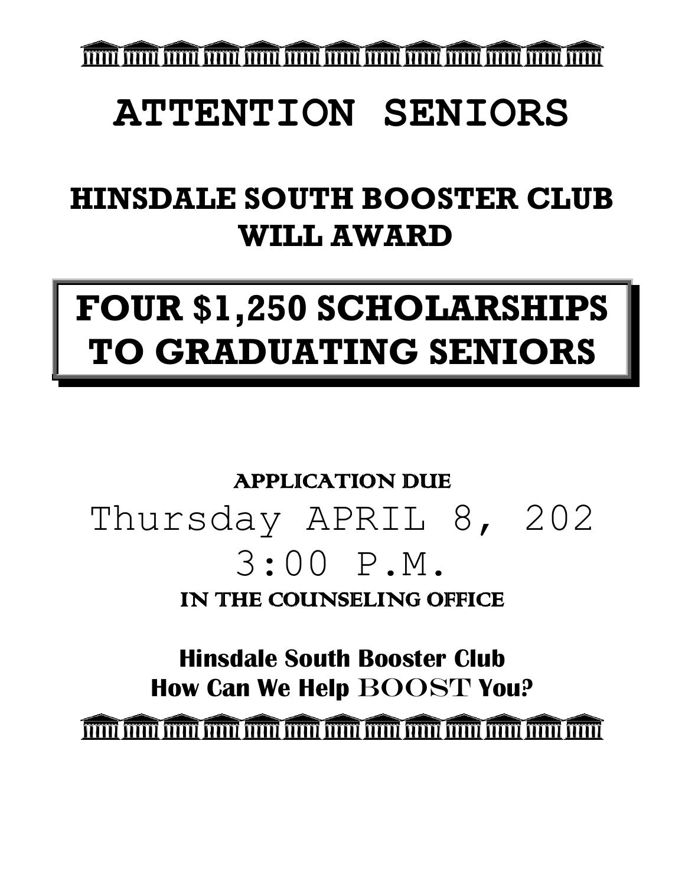# ATTENTION SENIORS

## HINSDALE SOUTH BOOSTER CLUB WILL AWARD

## FOUR $1,250 SCHOLARSHIPS TO GRADUATING SENIORS

**APPLICATION DUE**

Thursday APRIL 8, 202

3:00 P.M.

**IN THE COUNSELING OFFICE**

**Hinsdale South Booster Club**
**How Can We Help BOOST You?**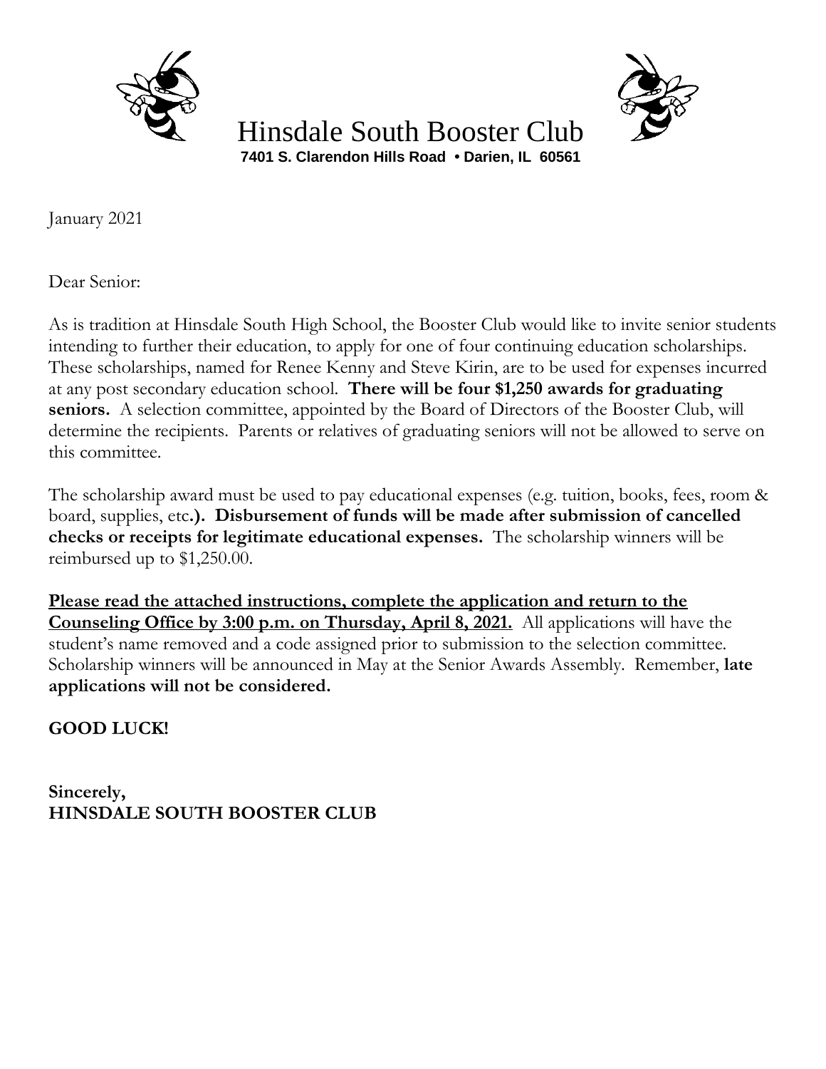# Hinsdale South Booster Club

**7401 S. Clarendon Hills Road • Darien, IL 60561**

January 2021

Dear Senior:

As is tradition at Hinsdale South High School, the Booster Club would like to invite senior students intending to further their education, to apply for one of four continuing education scholarships. These scholarships, named for Renee Kenny and Steve Kirin, are to be used for expenses incurred at any post secondary education school. **There will be four $1,250 awards for graduating seniors.** A selection committee, appointed by the Board of Directors of the Booster Club, will determine the recipients. Parents or relatives of graduating seniors will not be allowed to serve on this committee.

The scholarship award must be used to pay educational expenses (e.g. tuition, books, fees, room & board, supplies, etc**.). Disbursement of funds will be made after submission of cancelled checks or receipts for legitimate educational expenses.** The scholarship winners will be reimbursed up to $1,250.00.

**<u>Please read the attached instructions, complete the application and return to the Counseling Office by 3:00 p.m. on Thursday, April 8, 2021.</u>** All applications will have the student's name removed and a code assigned prior to submission to the selection committee. Scholarship winners will be announced in May at the Senior Awards Assembly. Remember, **late applications will not be considered.**

**GOOD LUCK!**

**Sincerely,**
**HINSDALE SOUTH BOOSTER CLUB**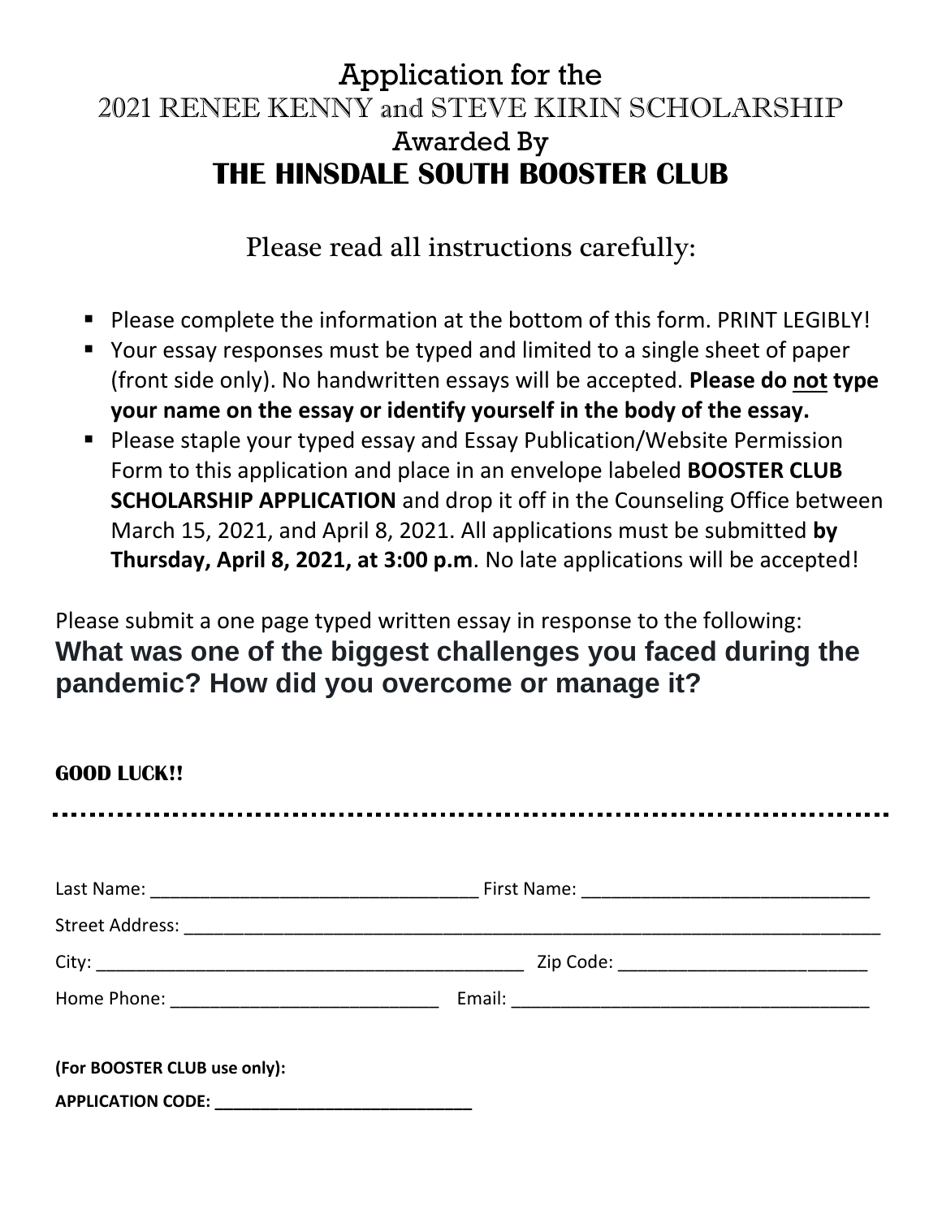# Application for the
# 2021 RENEE KENNY and STEVE KIRIN SCHOLARSHIP
# Awarded By
# THE HINSDALE SOUTH BOOSTER CLUB

## Please read all instructions carefully:

- Please complete the information at the bottom of this form. PRINT LEGIBLY!
- Your essay responses must be typed and limited to a single sheet of paper (front side only). No handwritten essays will be accepted. **Please do not type your name on the essay or identify yourself in the body of the essay.**
- Please staple your typed essay and Essay Publication/Website Permission Form to this application and place in an envelope labeled **BOOSTER CLUB SCHOLARSHIP APPLICATION** and drop it off in the Counseling Office between March 15, 2021, and April 8, 2021. All applications must be submitted **by Thursday, April 8, 2021, at 3:00 p.m**. No late applications will be accepted!

Please submit a one page typed written essay in response to the following:

**What was one of the biggest challenges you faced during the pandemic? How did you overcome or manage it?**

**GOOD LUCK!!**

---

Last Name: ________________________________ First Name: ____________________________

Street Address: _____________________________________________________________________

City: ___________________________________________ Zip Code: _________________________

Home Phone: ___________________________ Email: ____________________________________

**(For BOOSTER CLUB use only):**

**APPLICATION CODE: ____________________________**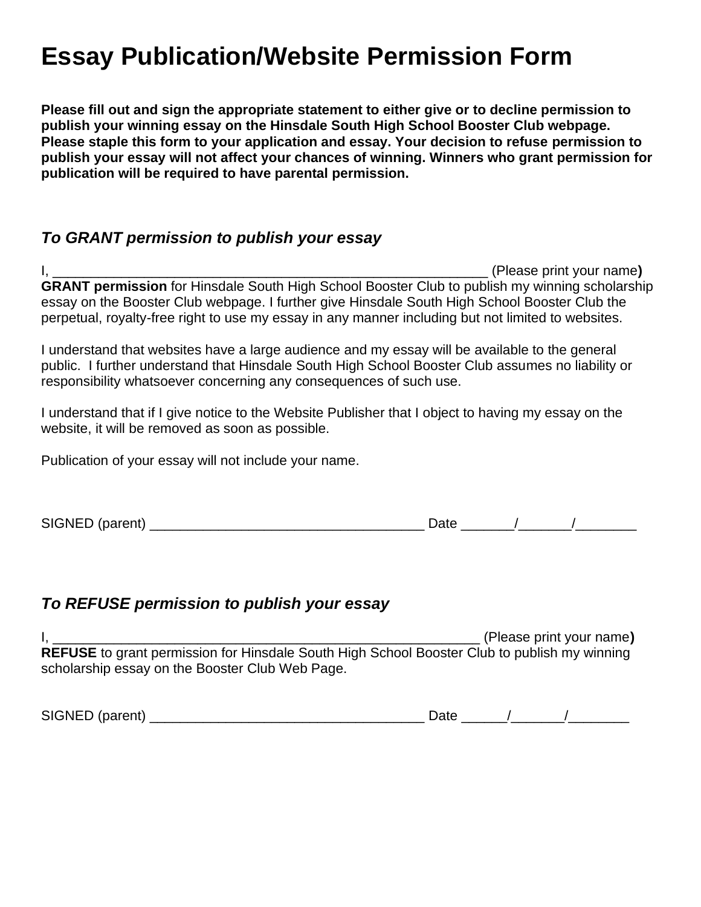# Essay Publication/Website Permission Form

**Please fill out and sign the appropriate statement to either give or to decline permission to publish your winning essay on the Hinsdale South High School Booster Club webpage. Please staple this form to your application and essay. Your decision to refuse permission to publish your essay will not affect your chances of winning. Winners who grant permission for publication will be required to have parental permission.**

## *To GRANT permission to publish your essay*

I, ___________________________________________________________ (Please print your name**)** **GRANT permission** for Hinsdale South High School Booster Club to publish my winning scholarship essay on the Booster Club webpage. I further give Hinsdale South High School Booster Club the perpetual, royalty-free right to use my essay in any manner including but not limited to websites.

I understand that websites have a large audience and my essay will be available to the general public. I further understand that Hinsdale South High School Booster Club assumes no liability or responsibility whatsoever concerning any consequences of such use.

I understand that if I give notice to the Website Publisher that I object to having my essay on the website, it will be removed as soon as possible.

Publication of your essay will not include your name.

SIGNED (parent) ____________________________________ Date _______/_______/________

## *To REFUSE permission to publish your essay*

I, ____________________________________________________________ (Please print your name**)** **REFUSE** to grant permission for Hinsdale South High School Booster Club to publish my winning scholarship essay on the Booster Club Web Page.

SIGNED (parent) ____________________________________ Date ______/_______/________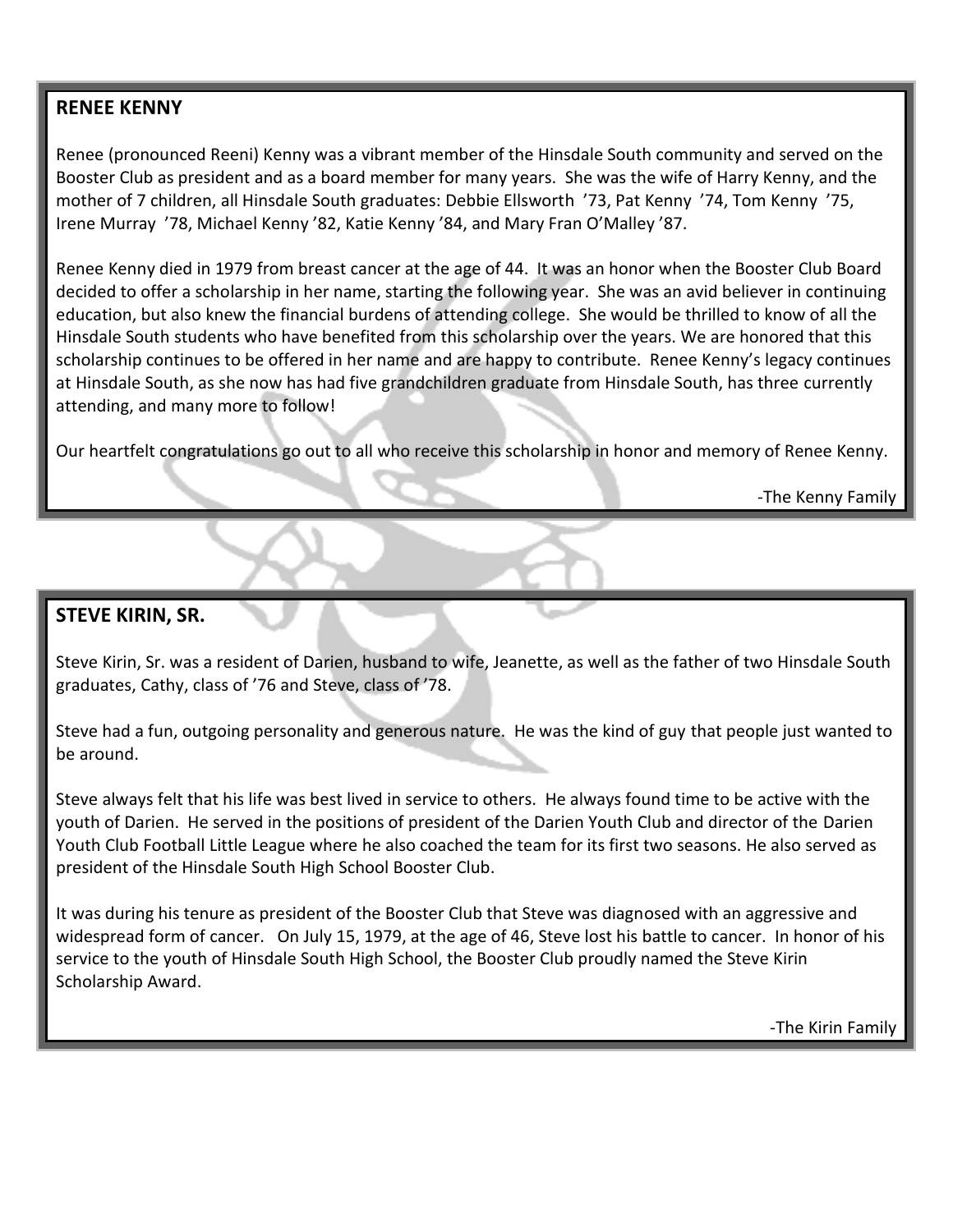## RENEE KENNY

Renee (pronounced Reeni) Kenny was a vibrant member of the Hinsdale South community and served on the Booster Club as president and as a board member for many years. She was the wife of Harry Kenny, and the mother of 7 children, all Hinsdale South graduates: Debbie Ellsworth '73, Pat Kenny '74, Tom Kenny '75, Irene Murray '78, Michael Kenny '82, Katie Kenny '84, and Mary Fran O'Malley '87.

Renee Kenny died in 1979 from breast cancer at the age of 44. It was an honor when the Booster Club Board decided to offer a scholarship in her name, starting the following year. She was an avid believer in continuing education, but also knew the financial burdens of attending college. She would be thrilled to know of all the Hinsdale South students who have benefited from this scholarship over the years. We are honored that this scholarship continues to be offered in her name and are happy to contribute. Renee Kenny's legacy continues at Hinsdale South, as she now has had five grandchildren graduate from Hinsdale South, has three currently attending, and many more to follow!

Our heartfelt congratulations go out to all who receive this scholarship in honor and memory of Renee Kenny.

-The Kenny Family

## STEVE KIRIN, SR.

Steve Kirin, Sr. was a resident of Darien, husband to wife, Jeanette, as well as the father of two Hinsdale South graduates, Cathy, class of '76 and Steve, class of '78.

Steve had a fun, outgoing personality and generous nature. He was the kind of guy that people just wanted to be around.

Steve always felt that his life was best lived in service to others. He always found time to be active with the youth of Darien. He served in the positions of president of the Darien Youth Club and director of the Darien Youth Club Football Little League where he also coached the team for its first two seasons. He also served as president of the Hinsdale South High School Booster Club.

It was during his tenure as president of the Booster Club that Steve was diagnosed with an aggressive and widespread form of cancer. On July 15, 1979, at the age of 46, Steve lost his battle to cancer. In honor of his service to the youth of Hinsdale South High School, the Booster Club proudly named the Steve Kirin Scholarship Award.

-The Kirin Family